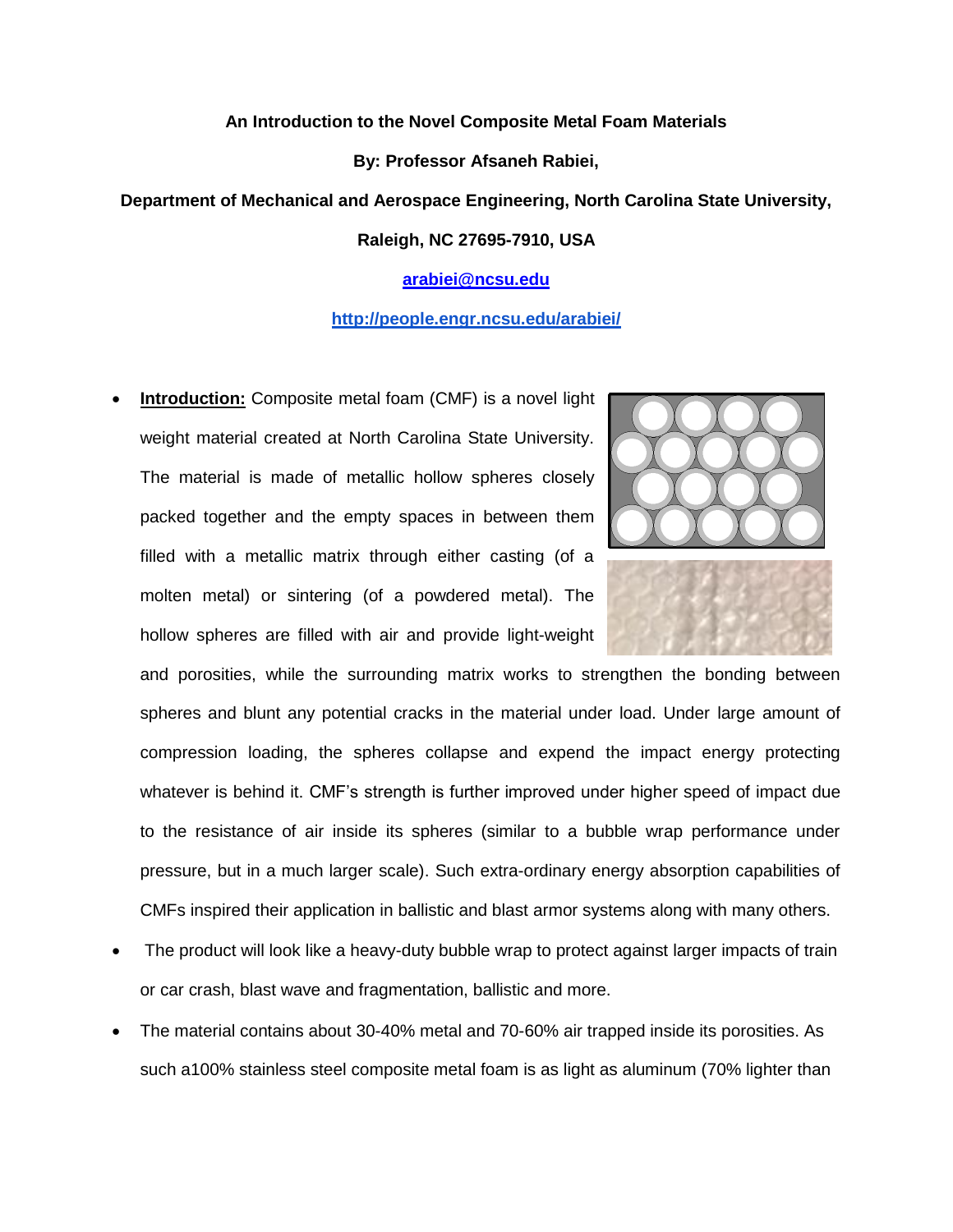**An Introduction to the Novel Composite Metal Foam Materials**

**By: Professor Afsaneh Rabiei,**

**Department of Mechanical and Aerospace Engineering, North Carolina State University,**

**Raleigh, NC 27695-7910, USA**

**arabiei@ncsu.edu**

**http://people.engr.ncsu.edu/arabiei/**

- **Introduction:** Composite metal foam (CMF) is a novel light weight material created at North Carolina State University. The material is made of metallic hollow spheres closely packed together and the empty spaces in between them filled with a metallic matrix through either casting (of a molten metal) or sintering (of a powdered metal). The hollow spheres are filled with air and provide light-weight and porosities, while the surrounding matrix works to strengthen the bonding between spheres and blunt any potential cracks in the material under load. Under large amount of compression loading, the spheres collapse and expend the impact energy protecting whatever is behind it. CMF's strength is further improved under higher speed of impact due to the resistance of air inside its spheres (similar to a bubble wrap performance under pressure, but in a much larger scale). Such extra-ordinary energy absorption capabilities of CMFs inspired their application in ballistic and blast armor systems along with many others.
- The product will look like a heavy-duty bubble wrap to protect against larger impacts of train or car crash, blast wave and fragmentation, ballistic and more.
- The material contains about 30-40% metal and 70-60% air trapped inside its porosities. As such a100% stainless steel composite metal foam is as light as aluminum (70% lighter than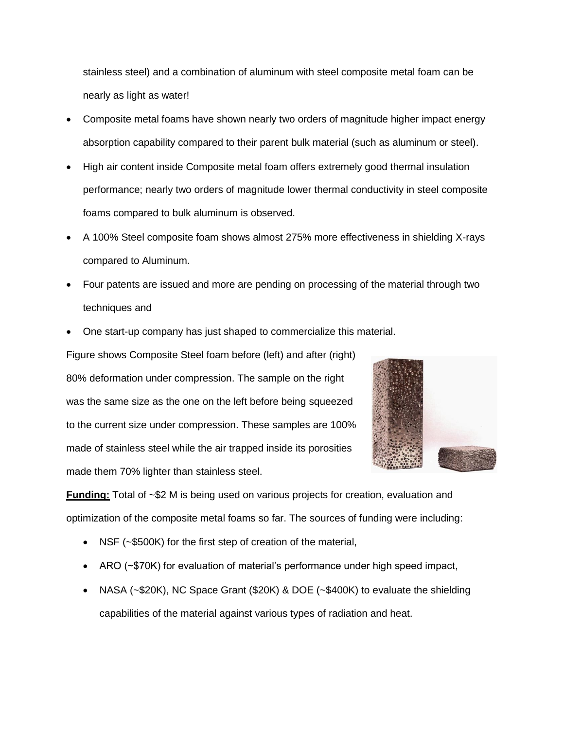stainless steel) and a combination of aluminum with steel composite metal foam can be nearly as light as water!

- Composite metal foams have shown nearly two orders of magnitude higher impact energy absorption capability compared to their parent bulk material (such as aluminum or steel).
- High air content inside Composite metal foam offers extremely good thermal insulation performance; nearly two orders of magnitude lower thermal conductivity in steel composite foams compared to bulk aluminum is observed.
- A 100% Steel composite foam shows almost 275% more effectiveness in shielding X-rays compared to Aluminum.
- Four patents are issued and more are pending on processing of the material through two techniques and
- One start-up company has just shaped to commercialize this material.

Figure shows Composite Steel foam before (left) and after (right) 80% deformation under compression. The sample on the right was the same size as the one on the left before being squeezed to the current size under compression. These samples are 100% made of stainless steel while the air trapped inside its porosities made them 70% lighter than stainless steel.

**Funding:** Total of ~$2 M is being used on various projects for creation, evaluation and optimization of the composite metal foams so far. The sources of funding were including:

- NSF (~$500K) for the first step of creation of the material,
- ARO (~$70K) for evaluation of material's performance under high speed impact,
- NASA (~$20K), NC Space Grant ($20K) & DOE (~$400K) to evaluate the shielding capabilities of the material against various types of radiation and heat.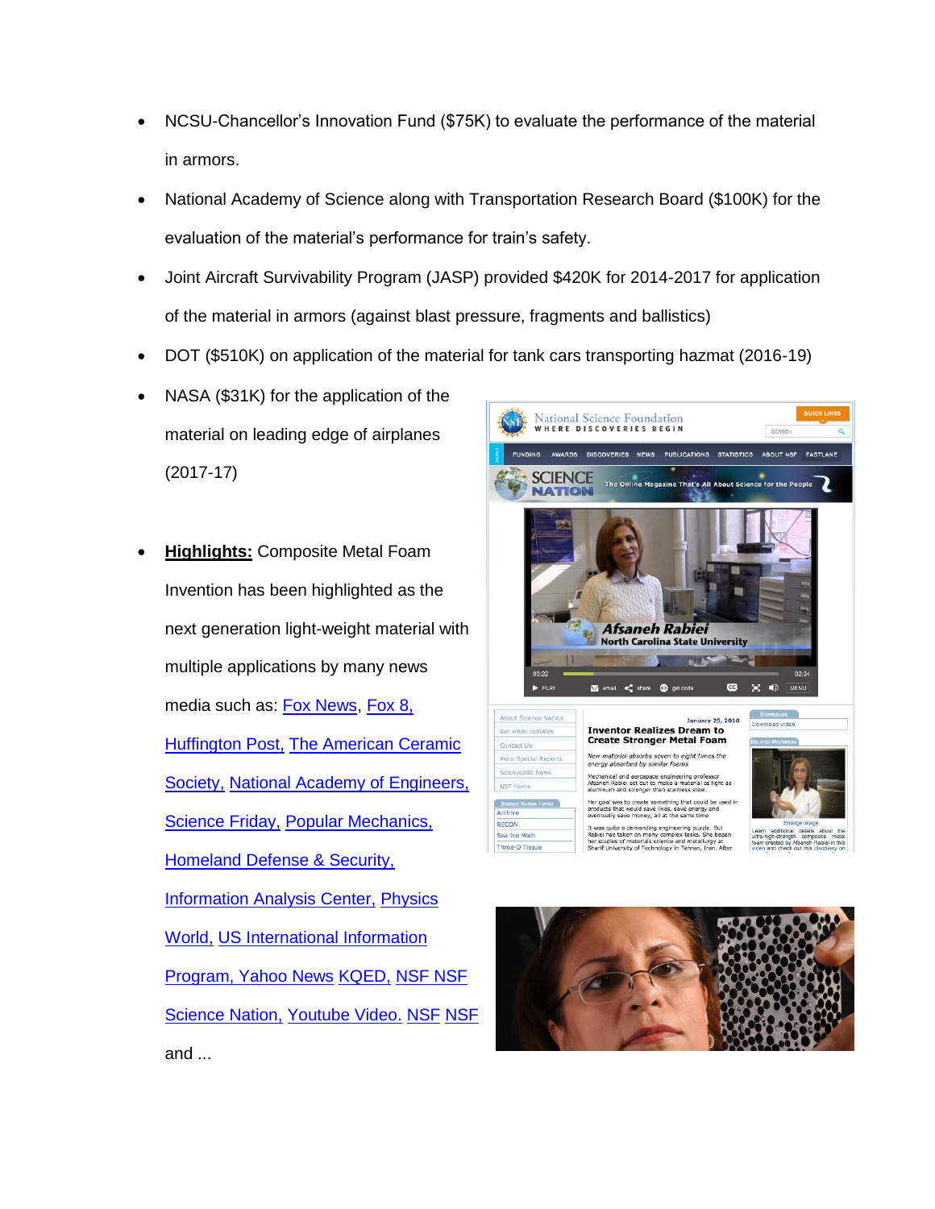- NCSU-Chancellor's Innovation Fund ($75K) to evaluate the performance of the material in armors.
- National Academy of Science along with Transportation Research Board ($100K) for the evaluation of the material's performance for train's safety.
- Joint Aircraft Survivability Program (JASP) provided $420K for 2014-2017 for application of the material in armors (against blast pressure, fragments and ballistics)
- DOT ($510K) on application of the material for tank cars transporting hazmat (2016-19)
- NASA ($31K) for the application of the material on leading edge of airplanes (2017-17)

- **Highlights:** Composite Metal Foam Invention has been highlighted as the next generation light-weight material with multiple applications by many news media such as: Fox News, Fox 8, Huffington Post, The American Ceramic Society, National Academy of Engineers, Science Friday, Popular Mechanics, Homeland Defense & Security, Information Analysis Center, Physics World, US International Information Program, Yahoo News KQED, NSF NSF Science Nation, Youtube Video. NSF NSF and ...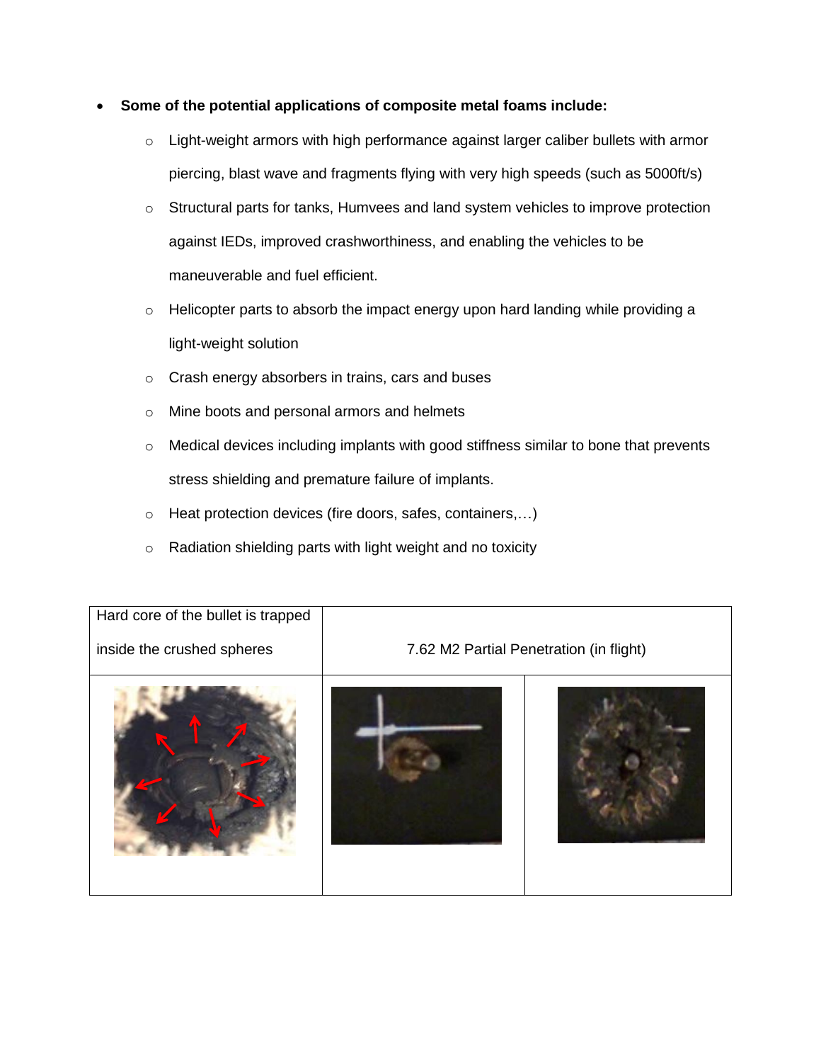- **Some of the potential applications of composite metal foams include:**
  - Light-weight armors with high performance against larger caliber bullets with armor piercing, blast wave and fragments flying with very high speeds (such as 5000ft/s)
  - Structural parts for tanks, Humvees and land system vehicles to improve protection against IEDs, improved crashworthiness, and enabling the vehicles to be maneuverable and fuel efficient.
  - Helicopter parts to absorb the impact energy upon hard landing while providing a light-weight solution
  - Crash energy absorbers in trains, cars and buses
  - Mine boots and personal armors and helmets
  - Medical devices including implants with good stiffness similar to bone that prevents stress shielding and premature failure of implants.
  - Heat protection devices (fire doors, safes, containers,…)
  - Radiation shielding parts with light weight and no toxicity

| Hard core of the bullet is trapped inside the crushed spheres | 7.62 M2 Partial Penetration (in flight) | |
| --- | --- | --- |
| | | |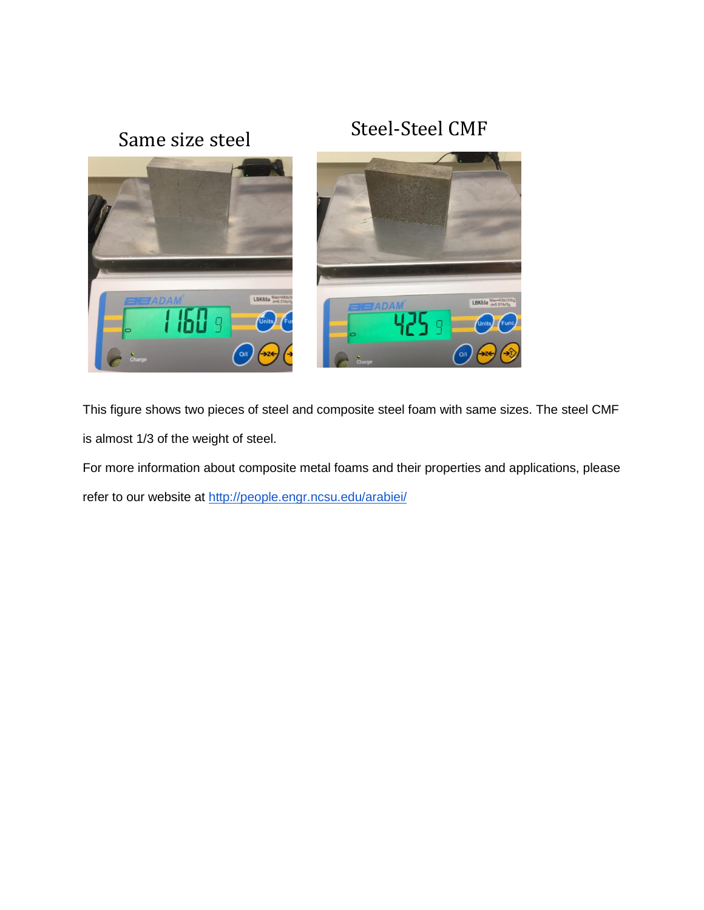Same size steel

Steel-Steel CMF

This figure shows two pieces of steel and composite steel foam with same sizes. The steel CMF is almost 1/3 of the weight of steel.

For more information about composite metal foams and their properties and applications, please refer to our website at http://people.engr.ncsu.edu/arabiei/